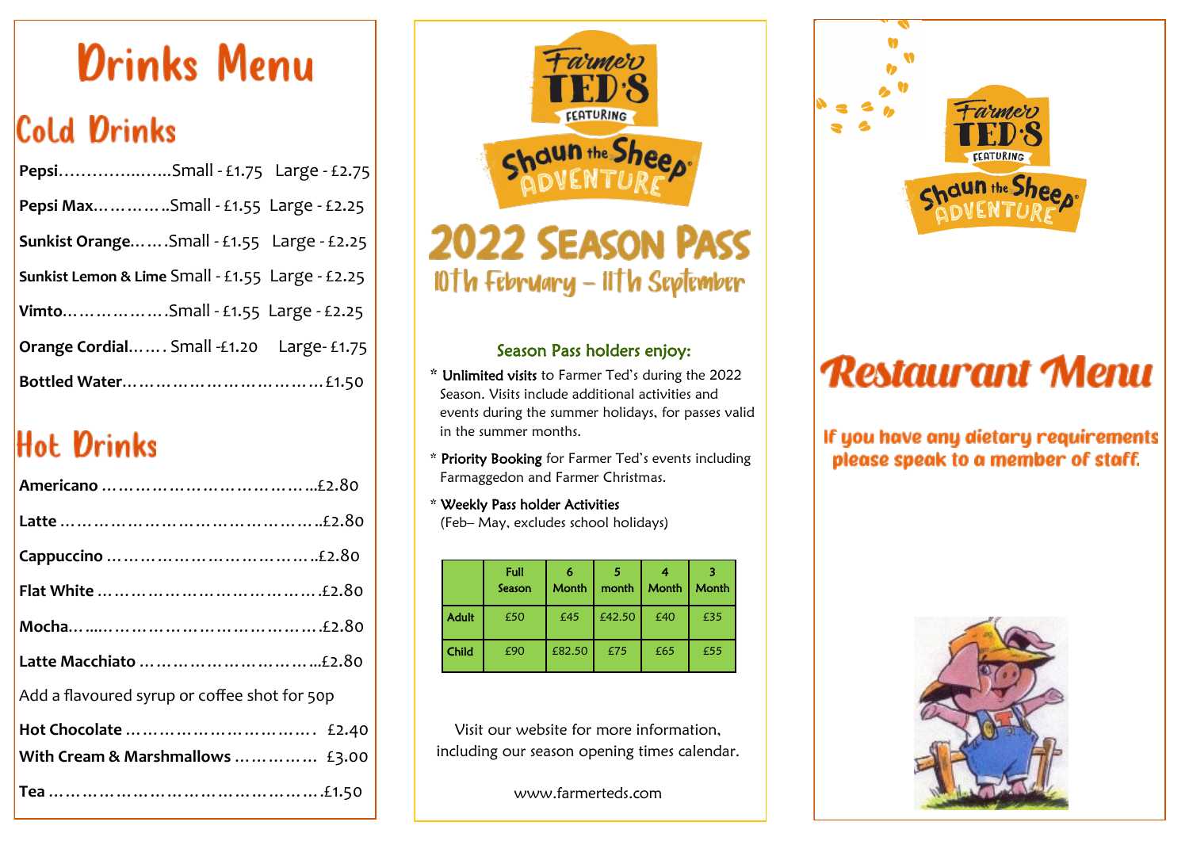# Drinks Menu

## Cold Drinks

**Pepsi**……………..…..Small - £1.75 Large - £2.75

**Pepsi Max**…………..Small - £1.55 Large - £2.25

**Sunkist Orange**…….Small - £1.55 Large - £2.25

**Sunkist Lemon & Lime** Small - £1.55 Large - £2.25

**Vimto**……………….Small - £1.55 Large - £2.25

**Orange Cordial**……. Small -£1.20 Large- £1.75

**Bottled Water**………………………………£1.50

## Hot Drinks

**Americano** …………………………………..£2.80

**Latte** ………………………………………..£2.80

**Cappuccino** ……………………………….£2.80

**Flat White** ………………………………….£2.80

**Mocha**……..…………………………………£2.80

**Latte Macchiato** …………………………...£2.80

Add a flavoured syrup or coffee shot for 50p

**Hot Chocolate** …………………………… £2.40

**With Cream & Marshmallows** …………… £3.00

**Tea** …………………………………………..£1.50

Farmer TED'S featuring Shaun the Sheep ADVENTURE

# 2022 Season Pass

## 10th February – 11th September

Season Pass holders enjoy:

* **Unlimited visits** to Farmer Ted's during the 2022 Season. Visits include additional activities and events during the summer holidays, for passes valid in the summer months.

* **Priority Booking** for Farmer Ted's events including Farmaggedon and Farmer Christmas.

* Weekly Pass holder Activities (Feb– May, excludes school holidays)

| | Full Season | 6 Month | 5 month | 4 Month | 3 Month |
|---|---|---|---|---|---|
| Adult | £50 | £45 | £42.50 | £40 | £35 |
| Child | £90 | £82.50 | £75 | £65 | £55 |

Visit our website for more information, including our season opening times calendar.

www.farmerteds.com

Farmer TED'S featuring Shaun the Sheep ADVENTURE

# Restaurant Menu

If you have any dietary requirements please speak to a member of staff.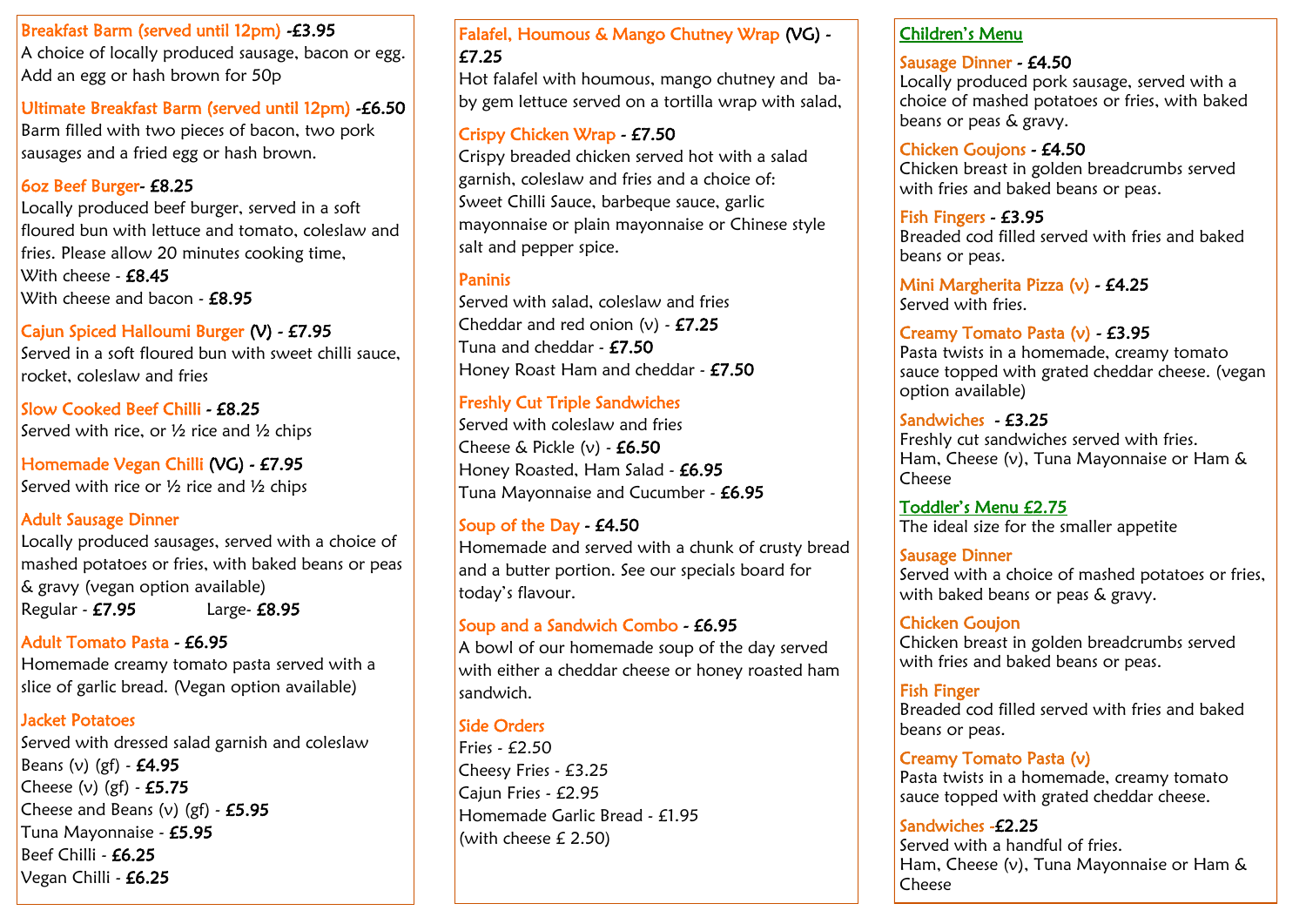**Breakfast Barm (served until 12pm) -£3.95**
A choice of locally produced sausage, bacon or egg. Add an egg or hash brown for 50p

**Ultimate Breakfast Barm (served until 12pm) -£6.50**
Barm filled with two pieces of bacon, two pork sausages and a fried egg or hash brown.

**6oz Beef Burger- £8.25**
Locally produced beef burger, served in a soft floured bun with lettuce and tomato, coleslaw and fries. Please allow 20 minutes cooking time,
With cheese - **£8.45**
With cheese and bacon - **£8.95**

**Cajun Spiced Halloumi Burger (V) - £7.95**
Served in a soft floured bun with sweet chilli sauce, rocket, coleslaw and fries

**Slow Cooked Beef Chilli - £8.25**
Served with rice, or ½ rice and ½ chips

**Homemade Vegan Chilli (VG) - £7.95**
Served with rice or ½ rice and ½ chips

**Adult Sausage Dinner**
Locally produced sausages, served with a choice of mashed potatoes or fries, with baked beans or peas & gravy (vegan option available)
Regular - **£7.95** Large- **£8.95**

**Adult Tomato Pasta - £6.95**
Homemade creamy tomato pasta served with a slice of garlic bread. (Vegan option available)

**Jacket Potatoes**
Served with dressed salad garnish and coleslaw
Beans (v) (gf) - **£4.95**
Cheese (v) (gf) - **£5.75**
Cheese and Beans (v) (gf) - **£5.95**
Tuna Mayonnaise - **£5.95**
Beef Chilli - **£6.25**
Vegan Chilli - **£6.25**

**Falafel, Houmous & Mango Chutney Wrap (VG) - £7.25**
Hot falafel with houmous, mango chutney and baby gem lettuce served on a tortilla wrap with salad,

**Crispy Chicken Wrap - £7.50**
Crispy breaded chicken served hot with a salad garnish, coleslaw and fries and a choice of:
Sweet Chilli Sauce, barbeque sauce, garlic mayonnaise or plain mayonnaise or Chinese style salt and pepper spice.

**Paninis**
Served with salad, coleslaw and fries
Cheddar and red onion (v) - **£7.25**
Tuna and cheddar - **£7.50**
Honey Roast Ham and cheddar - **£7.50**

**Freshly Cut Triple Sandwiches**
Served with coleslaw and fries
Cheese & Pickle (v) - **£6.50**
Honey Roasted, Ham Salad - **£6.95**
Tuna Mayonnaise and Cucumber - **£6.95**

**Soup of the Day - £4.50**
Homemade and served with a chunk of crusty bread and a butter portion. See our specials board for today's flavour.

**Soup and a Sandwich Combo - £6.95**
A bowl of our homemade soup of the day served with either a cheddar cheese or honey roasted ham sandwich.

**Side Orders**
Fries - £2.50
Cheesy Fries - £3.25
Cajun Fries - £2.95
Homemade Garlic Bread - £1.95
(with cheese £ 2.50)

## Children's Menu

**Sausage Dinner - £4.50**
Locally produced pork sausage, served with a choice of mashed potatoes or fries, with baked beans or peas & gravy.

**Chicken Goujons - £4.50**
Chicken breast in golden breadcrumbs served with fries and baked beans or peas.

**Fish Fingers - £3.95**
Breaded cod filled served with fries and baked beans or peas.

**Mini Margherita Pizza (v) - £4.25**
Served with fries.

**Creamy Tomato Pasta (v) - £3.95**
Pasta twists in a homemade, creamy tomato sauce topped with grated cheddar cheese. (vegan option available)

**Sandwiches - £3.25**
Freshly cut sandwiches served with fries.
Ham, Cheese (v), Tuna Mayonnaise or Ham & Cheese

## Toddler's Menu £2.75

The ideal size for the smaller appetite

**Sausage Dinner**
Served with a choice of mashed potatoes or fries, with baked beans or peas & gravy.

**Chicken Goujon**
Chicken breast in golden breadcrumbs served with fries and baked beans or peas.

**Fish Finger**
Breaded cod filled served with fries and baked beans or peas.

**Creamy Tomato Pasta (v)**
Pasta twists in a homemade, creamy tomato sauce topped with grated cheddar cheese.

**Sandwiches -£2.25**
Served with a handful of fries.
Ham, Cheese (v), Tuna Mayonnaise or Ham & Cheese